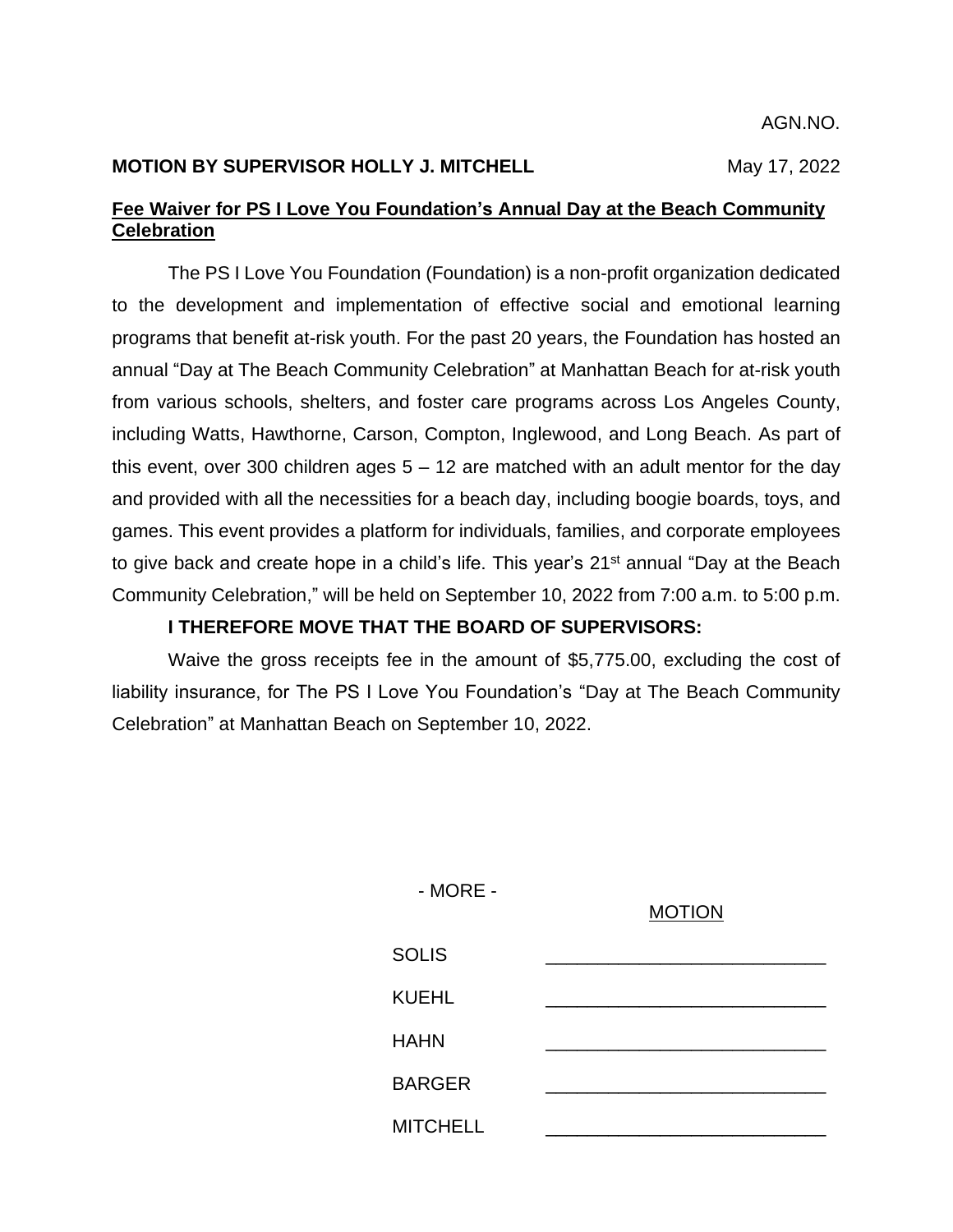AGN.NO.

**MOTION BY SUPERVISOR HOLLY J. MITCHELL** May 17, 2022

**Fee Waiver for PS I Love You Foundation's Annual Day at the Beach Community Celebration**

The PS I Love You Foundation (Foundation) is a non-profit organization dedicated to the development and implementation of effective social and emotional learning programs that benefit at-risk youth. For the past 20 years, the Foundation has hosted an annual "Day at The Beach Community Celebration" at Manhattan Beach for at-risk youth from various schools, shelters, and foster care programs across Los Angeles County, including Watts, Hawthorne, Carson, Compton, Inglewood, and Long Beach. As part of this event, over 300 children ages 5 – 12 are matched with an adult mentor for the day and provided with all the necessities for a beach day, including boogie boards, toys, and games. This event provides a platform for individuals, families, and corporate employees to give back and create hope in a child's life. This year's 21st annual "Day at the Beach Community Celebration," will be held on September 10, 2022 from 7:00 a.m. to 5:00 p.m.

**I THEREFORE MOVE THAT THE BOARD OF SUPERVISORS:**

Waive the gross receipts fee in the amount of $5,775.00, excluding the cost of liability insurance, for The PS I Love You Foundation's "Day at The Beach Community Celebration" at Manhattan Beach on September 10, 2022.

- MORE -

| | MOTION |
|---|---|
| SOLIS | ___________________________ |
| KUEHL | ___________________________ |
| HAHN | ___________________________ |
| BARGER | ___________________________ |
| MITCHELL | ___________________________ |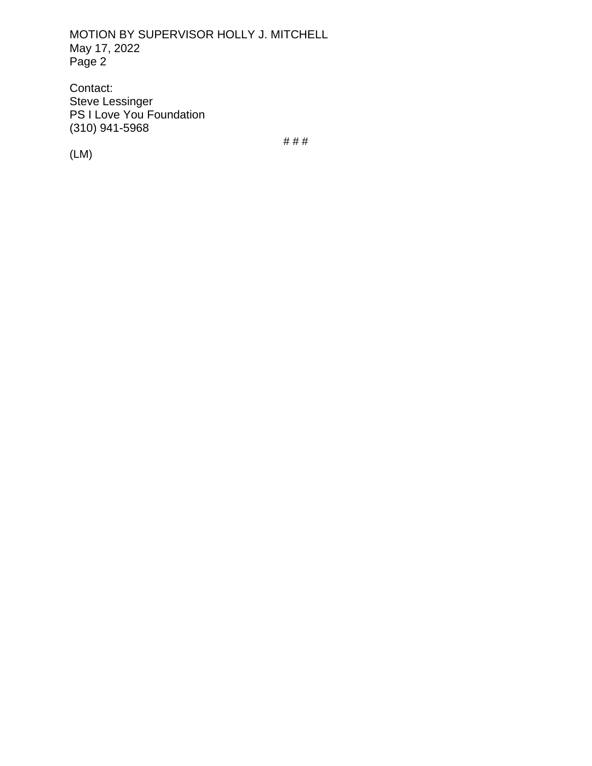Contact:
Steve Lessinger
PS I Love You Foundation
(310) 941-5968

# # #

(LM)